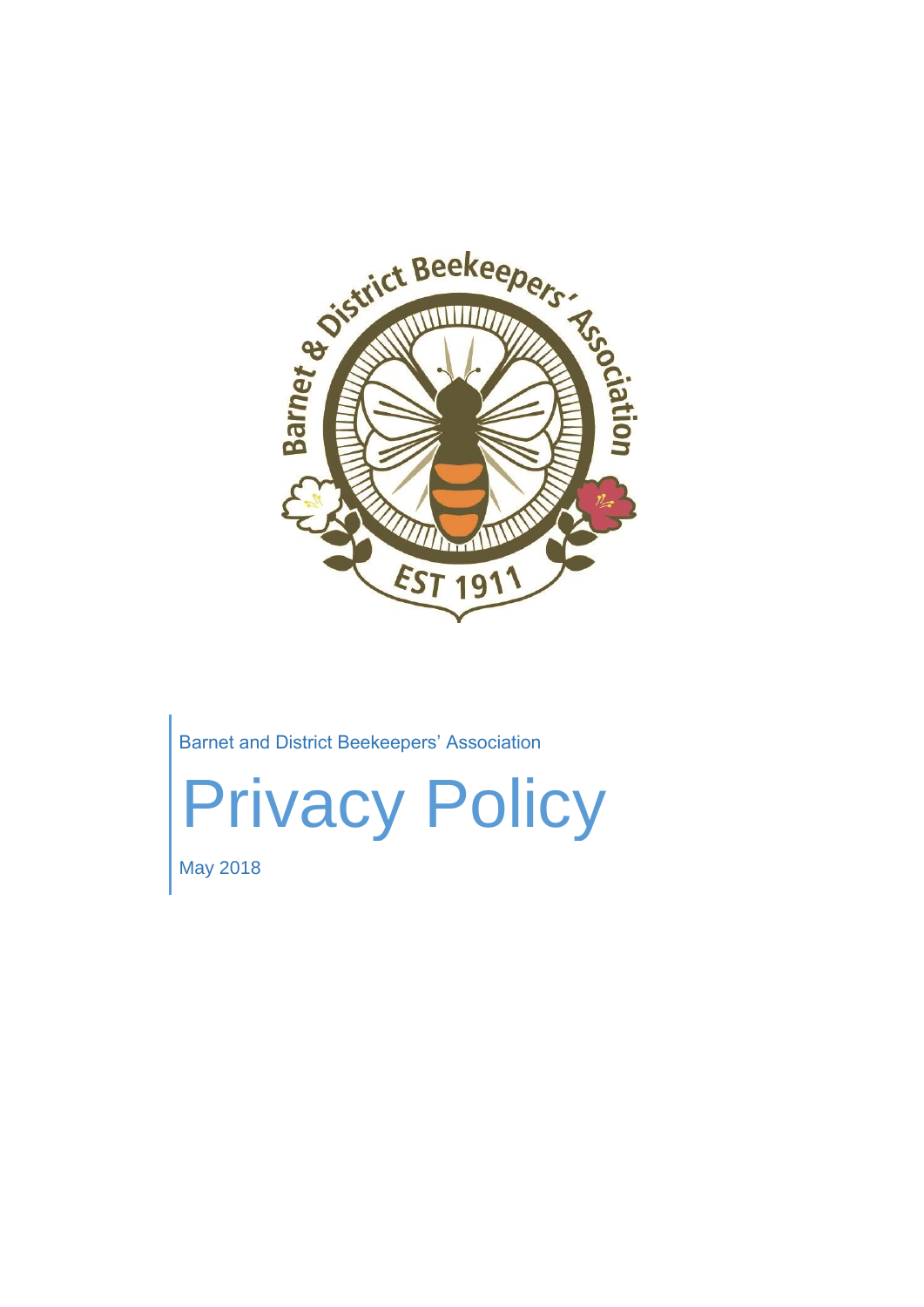Barnet and District Beekeepers' Association

# Privacy Policy

May 2018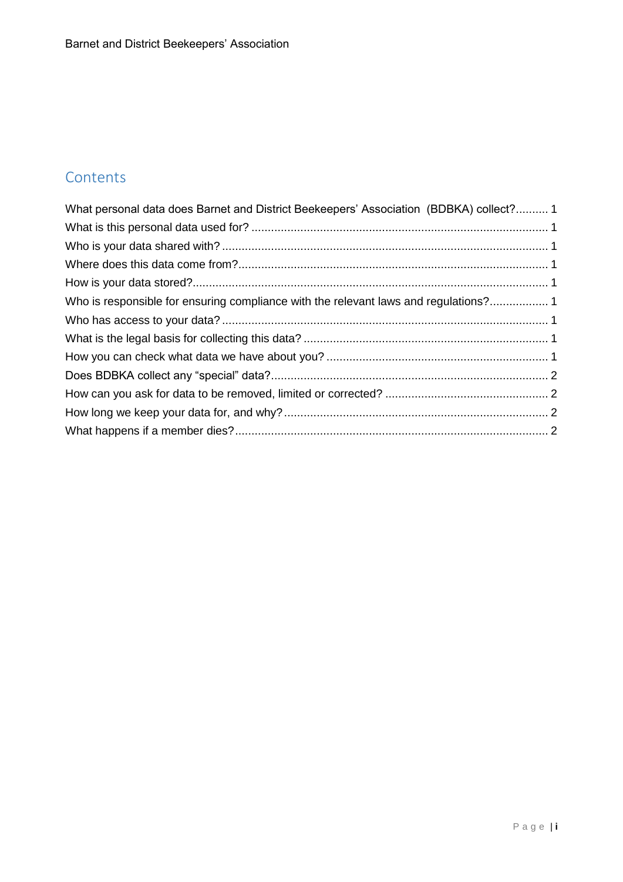## Contents

What personal data does Barnet and District Beekeepers' Association (BDBKA) collect? .......... 1

What is this personal data used for? .......... 1

Who is your data shared with? .......... 1

Where does this data come from? .......... 1

How is your data stored? .......... 1

Who is responsible for ensuring compliance with the relevant laws and regulations? .......... 1

Who has access to your data? .......... 1

What is the legal basis for collecting this data? .......... 1

How you can check what data we have about you? .......... 1

Does BDBKA collect any "special" data? .......... 2

How can you ask for data to be removed, limited or corrected? .......... 2

How long we keep your data for, and why? .......... 2

What happens if a member dies? .......... 2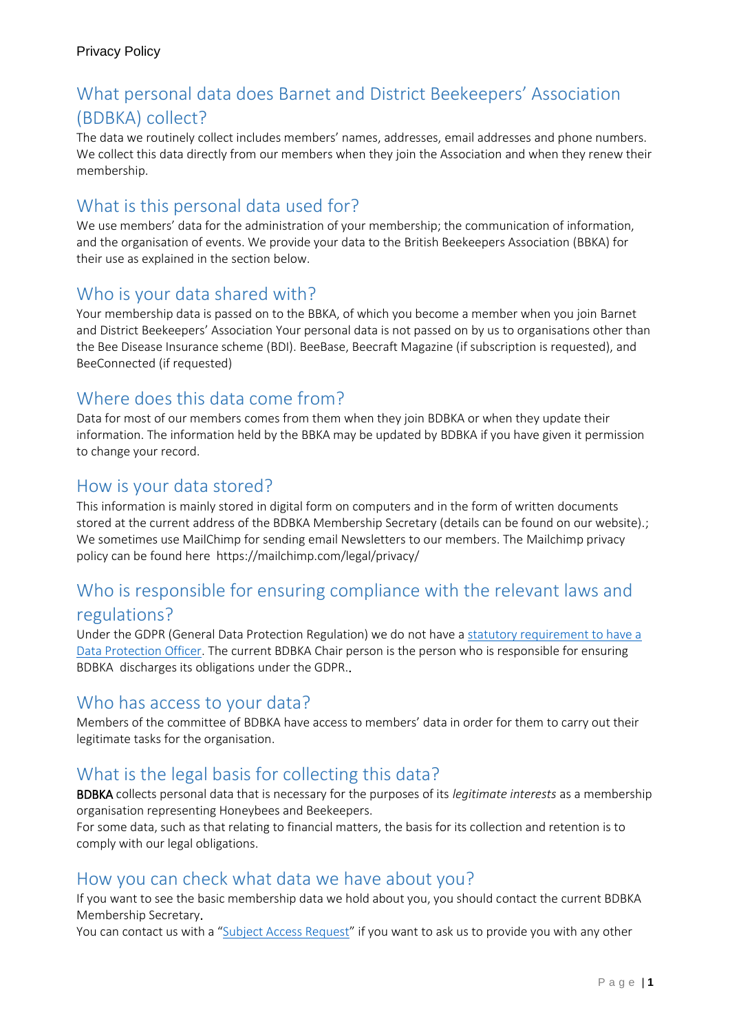Privacy Policy

## What personal data does Barnet and District Beekeepers' Association (BDBKA) collect?

The data we routinely collect includes members' names, addresses, email addresses and phone numbers. We collect this data directly from our members when they join the Association and when they renew their membership.

## What is this personal data used for?

We use members' data for the administration of your membership; the communication of information, and the organisation of events. We provide your data to the British Beekeepers Association (BBKA) for their use as explained in the section below.

## Who is your data shared with?

Your membership data is passed on to the BBKA, of which you become a member when you join Barnet and District Beekeepers' Association Your personal data is not passed on by us to organisations other than the Bee Disease Insurance scheme (BDI). BeeBase, Beecraft Magazine (if subscription is requested), and BeeConnected (if requested)

## Where does this data come from?

Data for most of our members comes from them when they join BDBKA or when they update their information. The information held by the BBKA may be updated by BDBKA if you have given it permission to change your record.

## How is your data stored?

This information is mainly stored in digital form on computers and in the form of written documents stored at the current address of the BDBKA Membership Secretary (details can be found on our website).; We sometimes use MailChimp for sending email Newsletters to our members. The Mailchimp privacy policy can be found here https://mailchimp.com/legal/privacy/

## Who is responsible for ensuring compliance with the relevant laws and regulations?

Under the GDPR (General Data Protection Regulation) we do not have a statutory requirement to have a Data Protection Officer. The current BDBKA Chair person is the person who is responsible for ensuring BDBKA discharges its obligations under the GDPR..

## Who has access to your data?

Members of the committee of BDBKA have access to members' data in order for them to carry out their legitimate tasks for the organisation.

## What is the legal basis for collecting this data?

BDBKA collects personal data that is necessary for the purposes of its *legitimate interests* as a membership organisation representing Honeybees and Beekeepers.
For some data, such as that relating to financial matters, the basis for its collection and retention is to comply with our legal obligations.

## How you can check what data we have about you?

If you want to see the basic membership data we hold about you, you should contact the current BDBKA Membership Secretary.
You can contact us with a "Subject Access Request" if you want to ask us to provide you with any other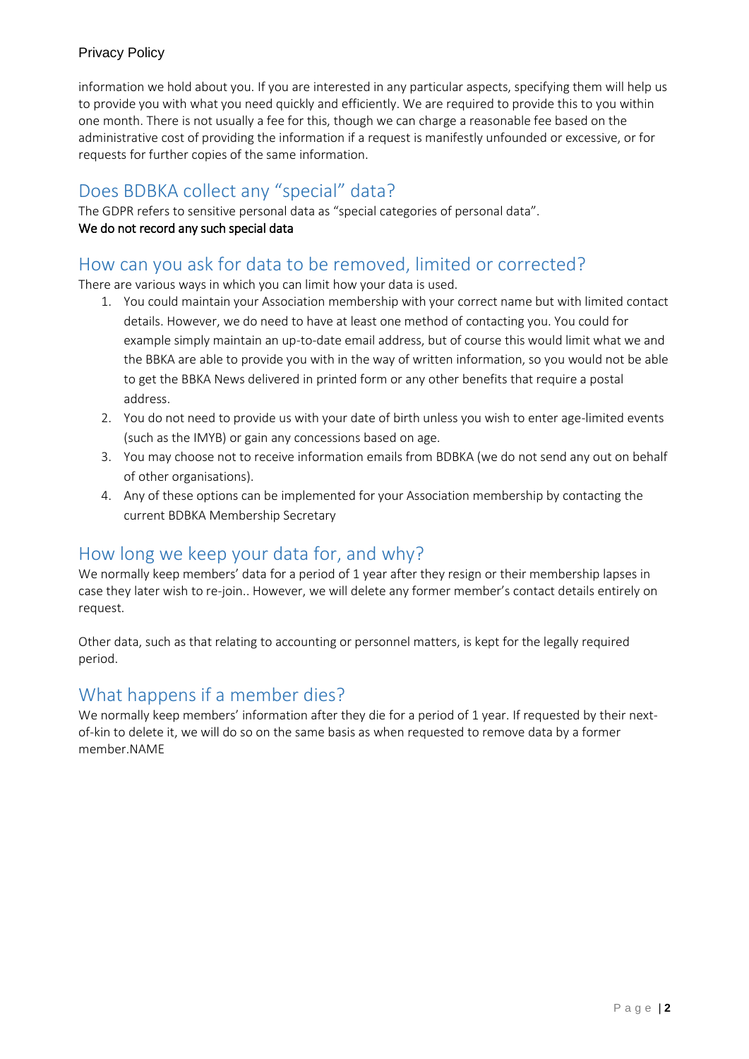information we hold about you. If you are interested in any particular aspects, specifying them will help us to provide you with what you need quickly and efficiently. We are required to provide this to you within one month. There is not usually a fee for this, though we can charge a reasonable fee based on the administrative cost of providing the information if a request is manifestly unfounded or excessive, or for requests for further copies of the same information.

## Does BDBKA collect any "special" data?

The GDPR refers to sensitive personal data as "special categories of personal data".
We do not record any such special data

## How can you ask for data to be removed, limited or corrected?

There are various ways in which you can limit how your data is used.

1. You could maintain your Association membership with your correct name but with limited contact details. However, we do need to have at least one method of contacting you. You could for example simply maintain an up-to-date email address, but of course this would limit what we and the BBKA are able to provide you with in the way of written information, so you would not be able to get the BBKA News delivered in printed form or any other benefits that require a postal address.
2. You do not need to provide us with your date of birth unless you wish to enter age-limited events (such as the IMYB) or gain any concessions based on age.
3. You may choose not to receive information emails from BDBKA (we do not send any out on behalf of other organisations).
4. Any of these options can be implemented for your Association membership by contacting the current BDBKA Membership Secretary

## How long we keep your data for, and why?

We normally keep members' data for a period of 1 year after they resign or their membership lapses in case they later wish to re-join.. However, we will delete any former member's contact details entirely on request.

Other data, such as that relating to accounting or personnel matters, is kept for the legally required period.

## What happens if a member dies?

We normally keep members' information after they die for a period of 1 year. If requested by their next-of-kin to delete it, we will do so on the same basis as when requested to remove data by a former member.NAME